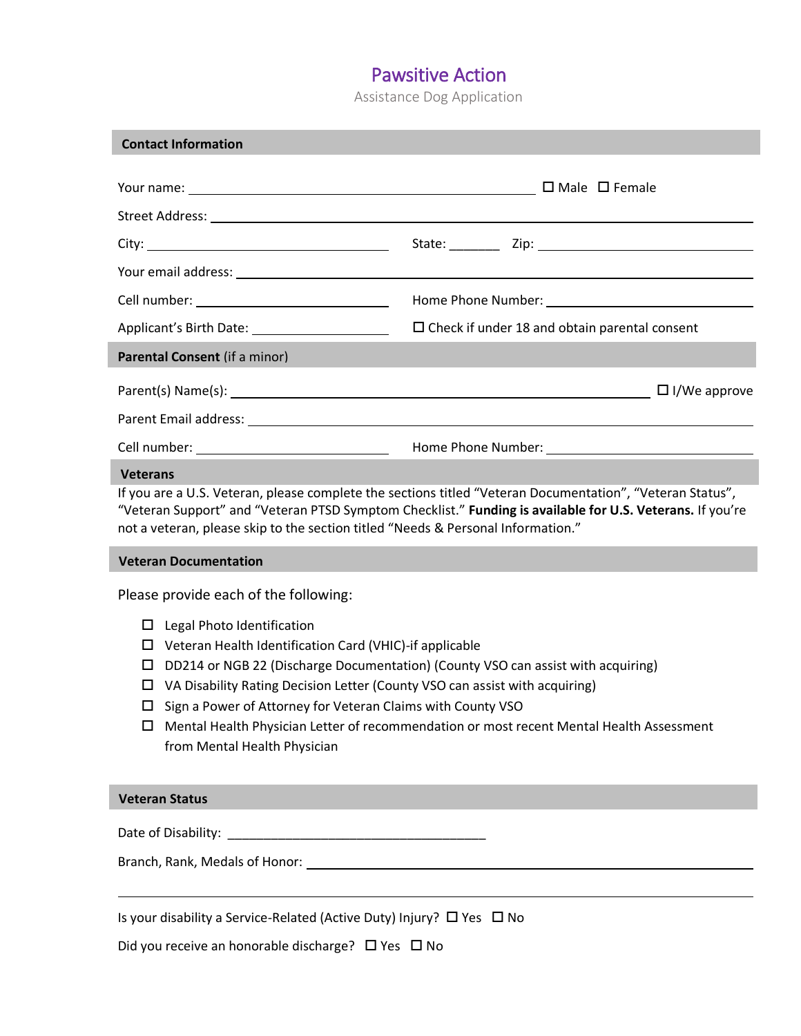# Pawsitive Action

Assistance Dog Application

## Contact Information

Your name: ______________________________ ☐ Male ☐ Female

Street Address: ______________________________

City: ______________________ State: _______ Zip: ______________________

Your email address: ______________________________

Cell number: ______________________ Home Phone Number: ______________________

Applicant's Birth Date: ______________________ ☐ Check if under 18 and obtain parental consent

## Parental Consent (if a minor)

Parent(s) Name(s): ______________________________ ☐ I/We approve

Parent Email address: ______________________________

Cell number: ______________________ Home Phone Number: ______________________

## Veterans

If you are a U.S. Veteran, please complete the sections titled "Veteran Documentation", "Veteran Status", "Veteran Support" and "Veteran PTSD Symptom Checklist." **Funding is available for U.S. Veterans.** If you're not a veteran, please skip to the section titled "Needs & Personal Information."

## Veteran Documentation

Please provide each of the following:

- ☐ Legal Photo Identification
- ☐ Veteran Health Identification Card (VHIC)-if applicable
- ☐ DD214 or NGB 22 (Discharge Documentation) (County VSO can assist with acquiring)
- ☐ VA Disability Rating Decision Letter (County VSO can assist with acquiring)
- ☐ Sign a Power of Attorney for Veteran Claims with County VSO
- ☐ Mental Health Physician Letter of recommendation or most recent Mental Health Assessment from Mental Health Physician

## Veteran Status

Date of Disability: ______________________________

Branch, Rank, Medals of Honor: ______________________________

______________________________

Is your disability a Service-Related (Active Duty) Injury? ☐ Yes ☐ No

Did you receive an honorable discharge? ☐ Yes ☐ No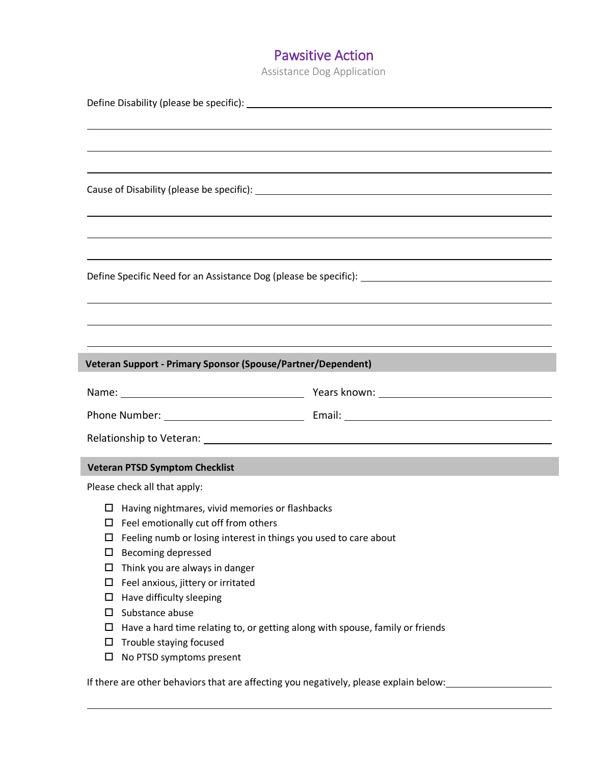# Pawsitive Action

Assistance Dog Application

Define Disability (please be specific): ______________________________________________

______________________________________________

______________________________________________

______________________________________________

Cause of Disability (please be specific): ______________________________________________

______________________________________________

______________________________________________

______________________________________________

Define Specific Need for an Assistance Dog (please be specific): ______________________________

______________________________________________

______________________________________________

______________________________________________

## Veteran Support - Primary Sponsor (Spouse/Partner/Dependent)

Name: ______________________ Years known: ______________________

Phone Number: ______________________ Email: ______________________

Relationship to Veteran: ______________________________________________

## Veteran PTSD Symptom Checklist

Please check all that apply:

- ☐ Having nightmares, vivid memories or flashbacks
- ☐ Feel emotionally cut off from others
- ☐ Feeling numb or losing interest in things you used to care about
- ☐ Becoming depressed
- ☐ Think you are always in danger
- ☐ Feel anxious, jittery or irritated
- ☐ Have difficulty sleeping
- ☐ Substance abuse
- ☐ Have a hard time relating to, or getting along with spouse, family or friends
- ☐ Trouble staying focused
- ☐ No PTSD symptoms present

If there are other behaviors that are affecting you negatively, please explain below: ______________

______________________________________________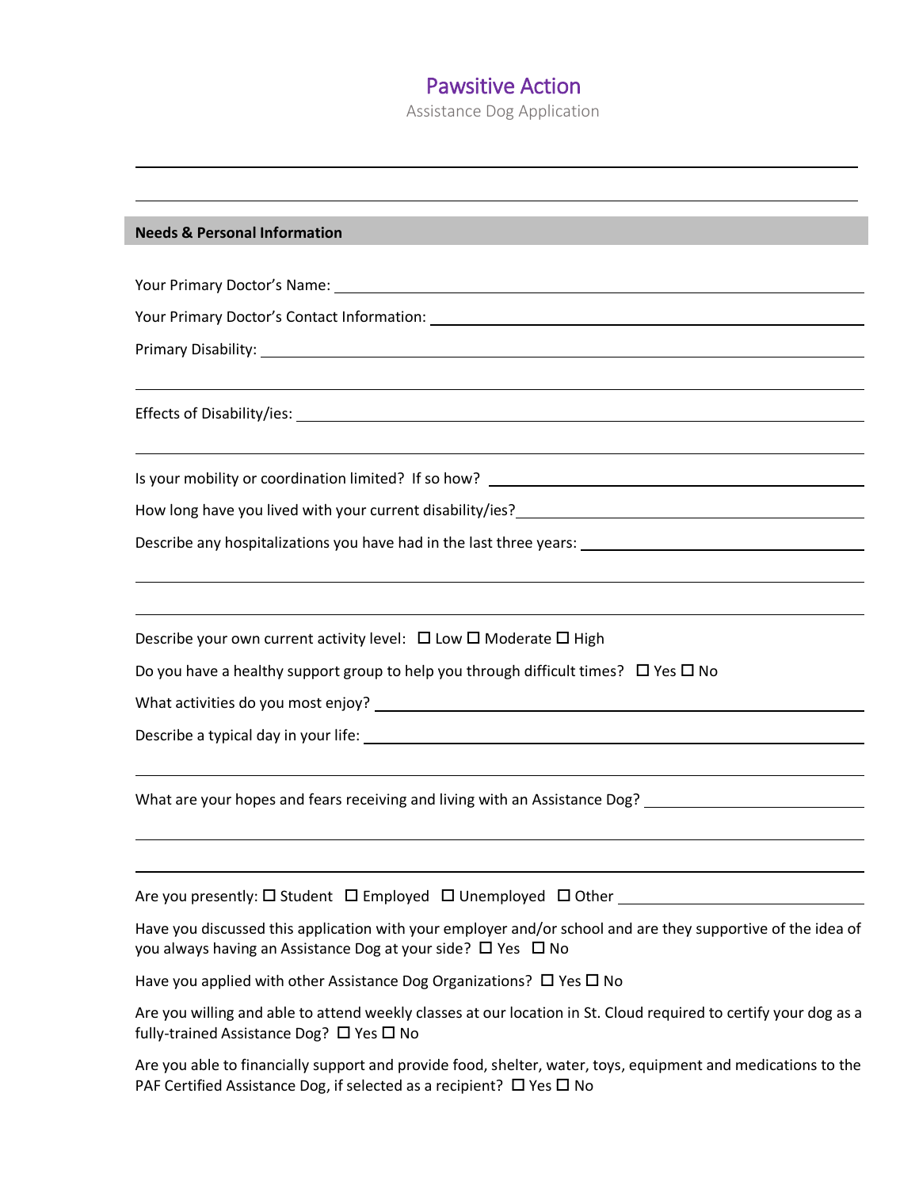# Pawsitive Action

Assistance Dog Application

---

---

**Needs & Personal Information**

Your Primary Doctor's Name: ______________________________

Your Primary Doctor's Contact Information: ______________________________

Primary Disability: ______________________________

______________________________

Effects of Disability/ies: ______________________________

______________________________

Is your mobility or coordination limited? If so how? ______________________________

How long have you lived with your current disability/ies? ______________________________

Describe any hospitalizations you have had in the last three years: ______________________________

______________________________

______________________________

Describe your own current activity level: ☐ Low ☐ Moderate ☐ High

Do you have a healthy support group to help you through difficult times? ☐ Yes ☐ No

What activities do you most enjoy? ______________________________

Describe a typical day in your life: ______________________________

______________________________

What are your hopes and fears receiving and living with an Assistance Dog? ______________________________

______________________________

______________________________

Are you presently: ☐ Student ☐ Employed ☐ Unemployed ☐ Other ______________

Have you discussed this application with your employer and/or school and are they supportive of the idea of you always having an Assistance Dog at your side? ☐ Yes ☐ No

Have you applied with other Assistance Dog Organizations? ☐ Yes ☐ No

Are you willing and able to attend weekly classes at our location in St. Cloud required to certify your dog as a fully-trained Assistance Dog? ☐ Yes ☐ No

Are you able to financially support and provide food, shelter, water, toys, equipment and medications to the PAF Certified Assistance Dog, if selected as a recipient? ☐ Yes ☐ No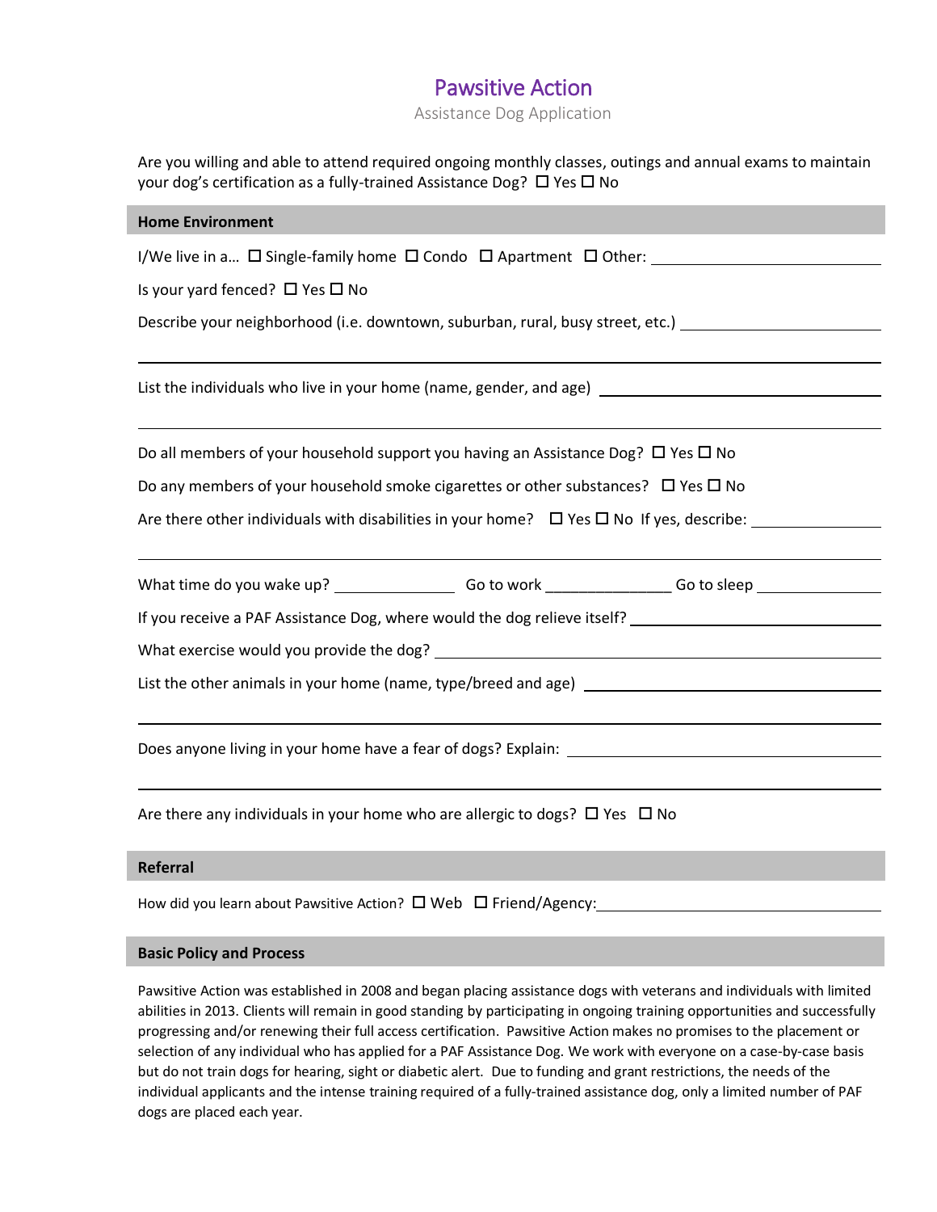# Pawsitive Action

Assistance Dog Application

Are you willing and able to attend required ongoing monthly classes, outings and annual exams to maintain your dog's certification as a fully-trained Assistance Dog? ☐ Yes ☐ No

## Home Environment

I/We live in a… ☐ Single-family home ☐ Condo ☐ Apartment ☐ Other: ____________________

Is your yard fenced? ☐ Yes ☐ No

Describe your neighborhood (i.e. downtown, suburban, rural, busy street, etc.) ____________________

____________________

List the individuals who live in your home (name, gender, and age) ____________________

____________________

Do all members of your household support you having an Assistance Dog? ☐ Yes ☐ No

Do any members of your household smoke cigarettes or other substances? ☐ Yes ☐ No

Are there other individuals with disabilities in your home? ☐ Yes ☐ No If yes, describe: ____________________

____________________

What time do you wake up? ____________ Go to work ____________ Go to sleep ____________

If you receive a PAF Assistance Dog, where would the dog relieve itself? ____________________

What exercise would you provide the dog? ____________________

List the other animals in your home (name, type/breed and age) ____________________

____________________

Does anyone living in your home have a fear of dogs? Explain: ____________________

____________________

Are there any individuals in your home who are allergic to dogs? ☐ Yes ☐ No

## Referral

How did you learn about Pawsitive Action? ☐ Web ☐ Friend/Agency: ____________________

## Basic Policy and Process

Pawsitive Action was established in 2008 and began placing assistance dogs with veterans and individuals with limited abilities in 2013. Clients will remain in good standing by participating in ongoing training opportunities and successfully progressing and/or renewing their full access certification. Pawsitive Action makes no promises to the placement or selection of any individual who has applied for a PAF Assistance Dog. We work with everyone on a case-by-case basis but do not train dogs for hearing, sight or diabetic alert. Due to funding and grant restrictions, the needs of the individual applicants and the intense training required of a fully-trained assistance dog, only a limited number of PAF dogs are placed each year.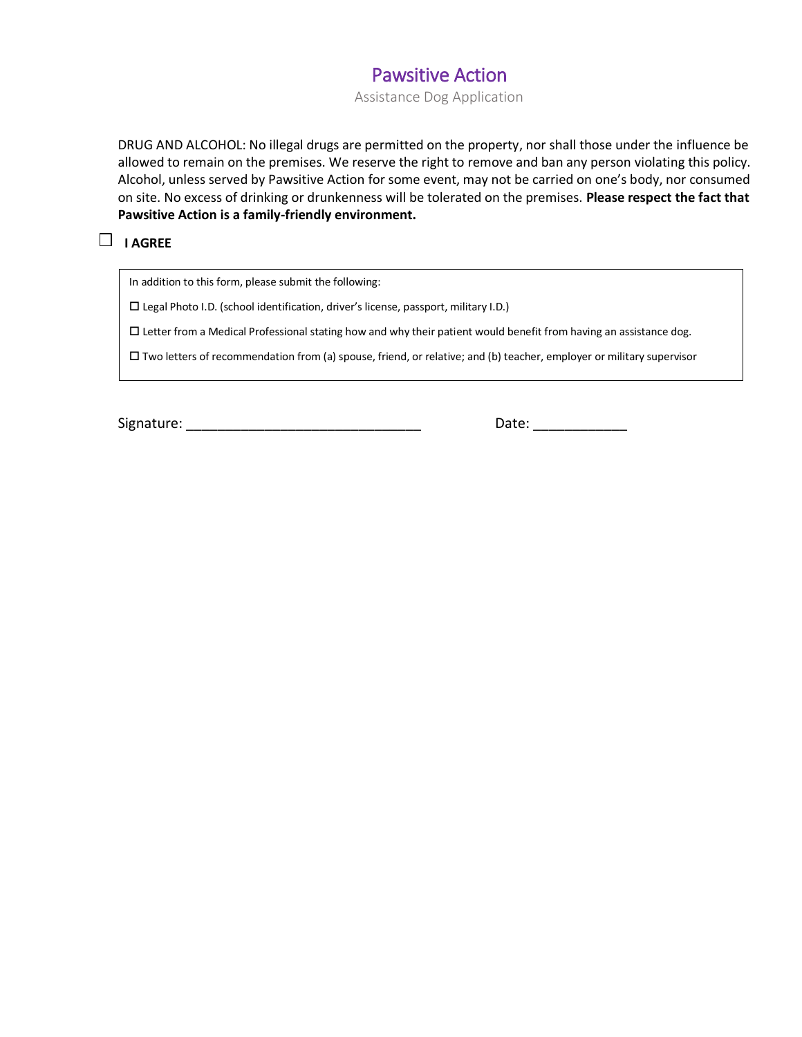# Pawsitive Action

Assistance Dog Application

DRUG AND ALCOHOL: No illegal drugs are permitted on the property, nor shall those under the influence be allowed to remain on the premises. We reserve the right to remove and ban any person violating this policy. Alcohol, unless served by Pawsitive Action for some event, may not be carried on one's body, nor consumed on site. No excess of drinking or drunkenness will be tolerated on the premises. **Please respect the fact that Pawsitive Action is a family-friendly environment.**

☐ **I AGREE**

In addition to this form, please submit the following:

☐ Legal Photo I.D. (school identification, driver's license, passport, military I.D.)

☐ Letter from a Medical Professional stating how and why their patient would benefit from having an assistance dog.

☐ Two letters of recommendation from (a) spouse, friend, or relative; and (b) teacher, employer or military supervisor

Signature: ______________________________ Date: ____________